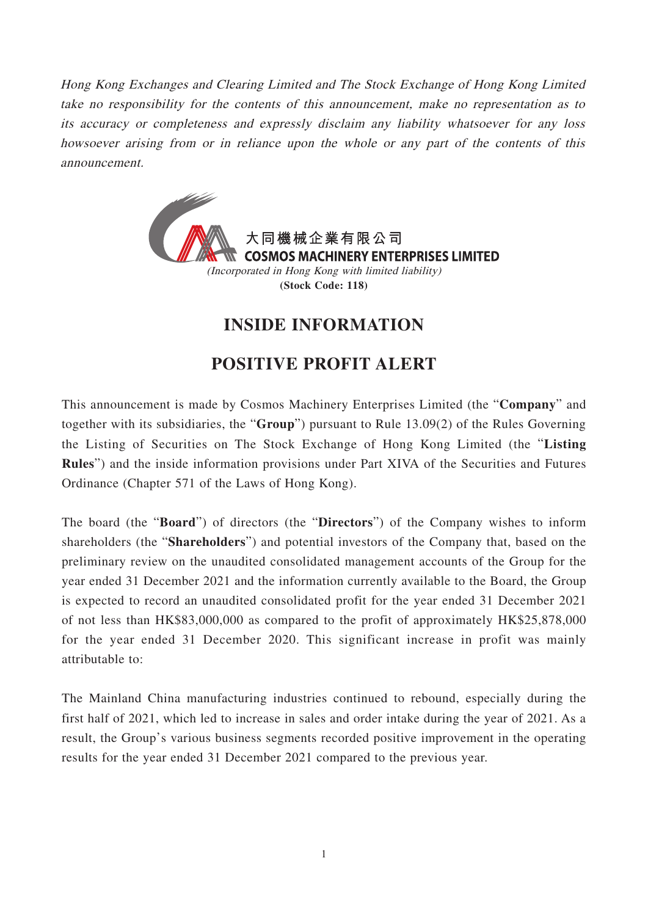*Hong Kong Exchanges and Clearing Limited and The Stock Exchange of Hong Kong Limited take no responsibility for the contents of this announcement, make no representation as to its accuracy or completeness and expressly disclaim any liability whatsoever for any loss howsoever arising from or in reliance upon the whole or any part of the contents of this announcement.*

**大同機械企業有限公司**
**COSMOS MACHINERY ENTERPRISES LIMITED**
*(Incorporated in Hong Kong with limited liability)*
**(Stock Code: 118)**

# INSIDE INFORMATION

# POSITIVE PROFIT ALERT

This announcement is made by Cosmos Machinery Enterprises Limited (the "**Company**" and together with its subsidiaries, the "**Group**") pursuant to Rule 13.09(2) of the Rules Governing the Listing of Securities on The Stock Exchange of Hong Kong Limited (the "**Listing Rules**") and the inside information provisions under Part XIVA of the Securities and Futures Ordinance (Chapter 571 of the Laws of Hong Kong).

The board (the "**Board**") of directors (the "**Directors**") of the Company wishes to inform shareholders (the "**Shareholders**") and potential investors of the Company that, based on the preliminary review on the unaudited consolidated management accounts of the Group for the year ended 31 December 2021 and the information currently available to the Board, the Group is expected to record an unaudited consolidated profit for the year ended 31 December 2021 of not less than HK$83,000,000 as compared to the profit of approximately HK$25,878,000 for the year ended 31 December 2020. This significant increase in profit was mainly attributable to:

The Mainland China manufacturing industries continued to rebound, especially during the first half of 2021, which led to increase in sales and order intake during the year of 2021. As a result, the Group's various business segments recorded positive improvement in the operating results for the year ended 31 December 2021 compared to the previous year.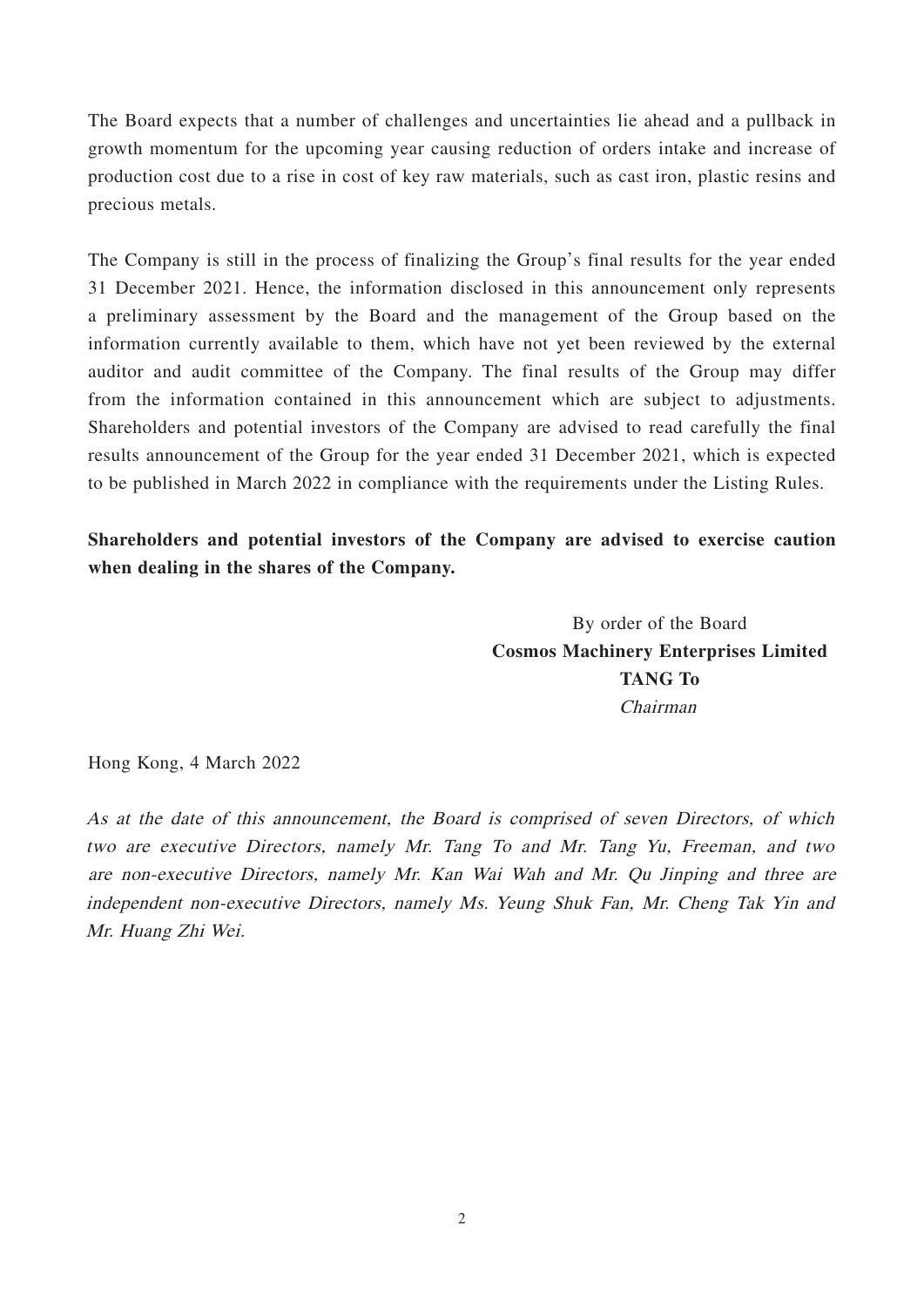The Board expects that a number of challenges and uncertainties lie ahead and a pullback in growth momentum for the upcoming year causing reduction of orders intake and increase of production cost due to a rise in cost of key raw materials, such as cast iron, plastic resins and precious metals.

The Company is still in the process of finalizing the Group's final results for the year ended 31 December 2021. Hence, the information disclosed in this announcement only represents a preliminary assessment by the Board and the management of the Group based on the information currently available to them, which have not yet been reviewed by the external auditor and audit committee of the Company. The final results of the Group may differ from the information contained in this announcement which are subject to adjustments. Shareholders and potential investors of the Company are advised to read carefully the final results announcement of the Group for the year ended 31 December 2021, which is expected to be published in March 2022 in compliance with the requirements under the Listing Rules.

**Shareholders and potential investors of the Company are advised to exercise caution when dealing in the shares of the Company.**

By order of the Board
**Cosmos Machinery Enterprises Limited**
**TANG To**
*Chairman*

Hong Kong, 4 March 2022

*As at the date of this announcement, the Board is comprised of seven Directors, of which two are executive Directors, namely Mr. Tang To and Mr. Tang Yu, Freeman, and two are non-executive Directors, namely Mr. Kan Wai Wah and Mr. Qu Jinping and three are independent non-executive Directors, namely Ms. Yeung Shuk Fan, Mr. Cheng Tak Yin and Mr. Huang Zhi Wei.*